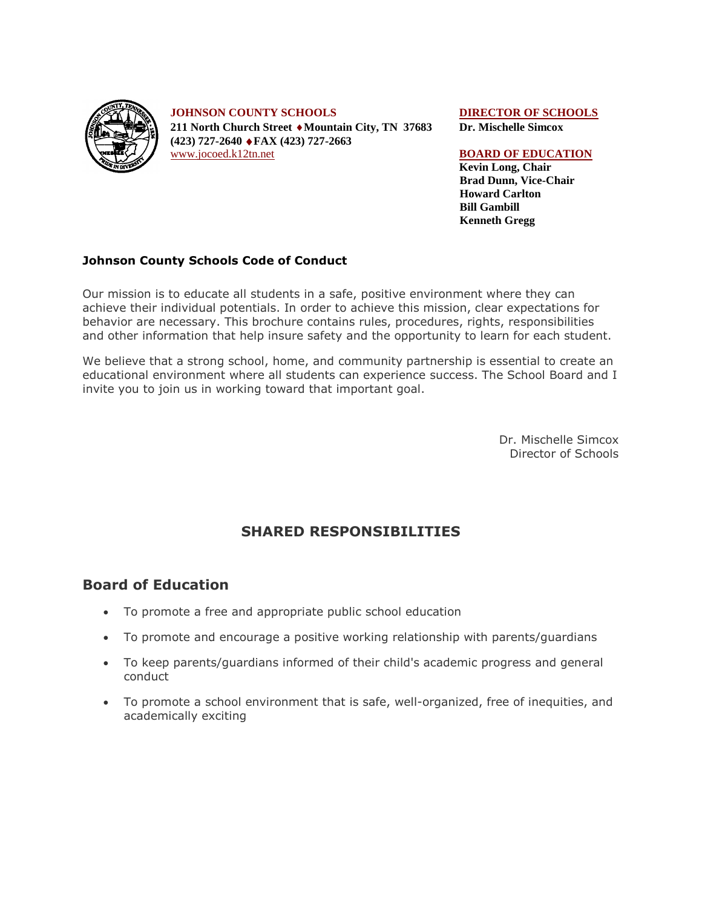**JOHNSON COUNTY SCHOOLS**
**211 North Church Street ♦ Mountain City, TN 37683**
**(423) 727-2640 ♦ FAX (423) 727-2663**
www.jocoed.k12tn.net

**DIRECTOR OF SCHOOLS**
**Dr. Mischelle Simcox**

**BOARD OF EDUCATION**
**Kevin Long, Chair**
**Brad Dunn, Vice-Chair**
**Howard Carlton**
**Bill Gambill**
**Kenneth Gregg**

**Johnson County Schools Code of Conduct**

Our mission is to educate all students in a safe, positive environment where they can achieve their individual potentials. In order to achieve this mission, clear expectations for behavior are necessary. This brochure contains rules, procedures, rights, responsibilities and other information that help insure safety and the opportunity to learn for each student.

We believe that a strong school, home, and community partnership is essential to create an educational environment where all students can experience success. The School Board and I invite you to join us in working toward that important goal.

Dr. Mischelle Simcox
Director of Schools

# SHARED RESPONSIBILITIES

## Board of Education

- To promote a free and appropriate public school education
- To promote and encourage a positive working relationship with parents/guardians
- To keep parents/guardians informed of their child's academic progress and general conduct
- To promote a school environment that is safe, well-organized, free of inequities, and academically exciting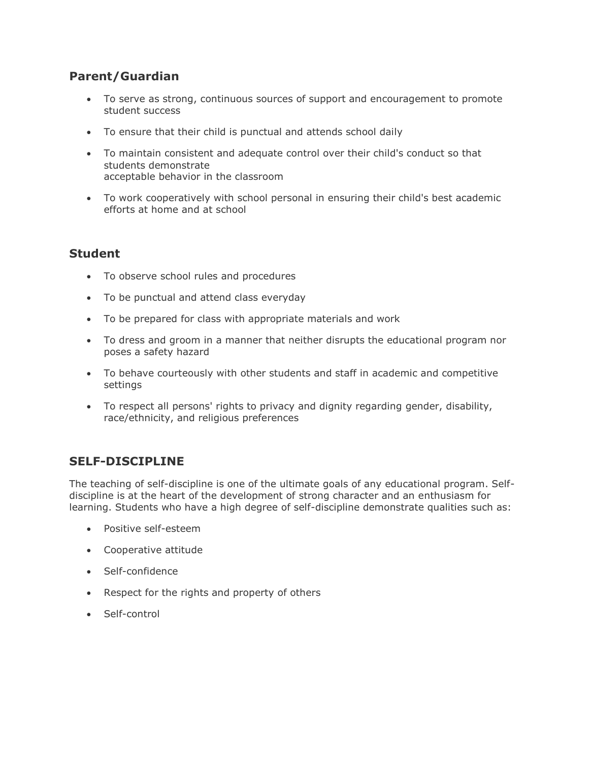## Parent/Guardian

- To serve as strong, continuous sources of support and encouragement to promote student success
- To ensure that their child is punctual and attends school daily
- To maintain consistent and adequate control over their child's conduct so that students demonstrate acceptable behavior in the classroom
- To work cooperatively with school personal in ensuring their child's best academic efforts at home and at school

## Student

- To observe school rules and procedures
- To be punctual and attend class everyday
- To be prepared for class with appropriate materials and work
- To dress and groom in a manner that neither disrupts the educational program nor poses a safety hazard
- To behave courteously with other students and staff in academic and competitive settings
- To respect all persons' rights to privacy and dignity regarding gender, disability, race/ethnicity, and religious preferences

## SELF-DISCIPLINE

The teaching of self-discipline is one of the ultimate goals of any educational program. Self-discipline is at the heart of the development of strong character and an enthusiasm for learning. Students who have a high degree of self-discipline demonstrate qualities such as:

- Positive self-esteem
- Cooperative attitude
- Self-confidence
- Respect for the rights and property of others
- Self-control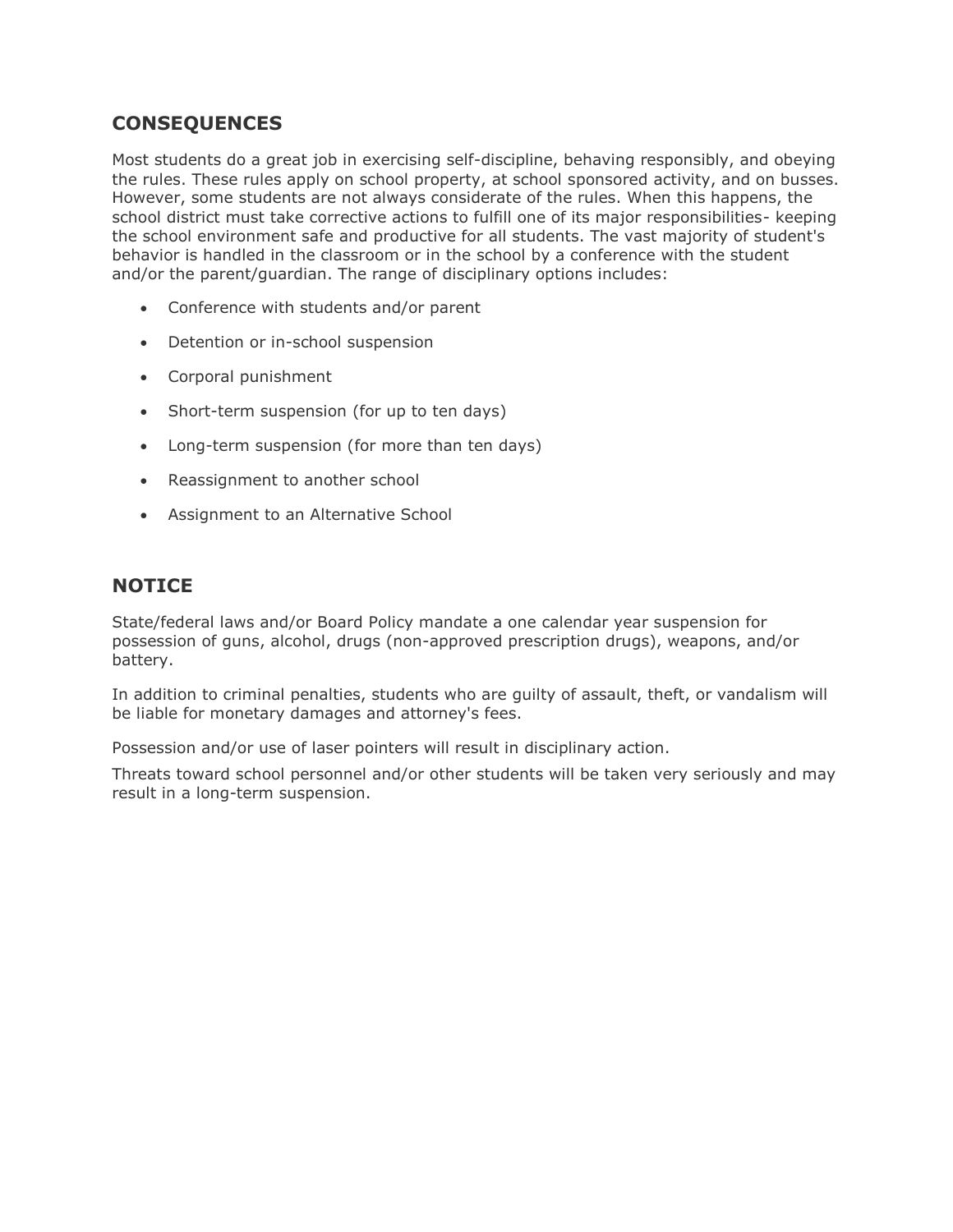## CONSEQUENCES

Most students do a great job in exercising self-discipline, behaving responsibly, and obeying the rules. These rules apply on school property, at school sponsored activity, and on busses. However, some students are not always considerate of the rules. When this happens, the school district must take corrective actions to fulfill one of its major responsibilities- keeping the school environment safe and productive for all students. The vast majority of student's behavior is handled in the classroom or in the school by a conference with the student and/or the parent/guardian. The range of disciplinary options includes:

- Conference with students and/or parent
- Detention or in-school suspension
- Corporal punishment
- Short-term suspension (for up to ten days)
- Long-term suspension (for more than ten days)
- Reassignment to another school
- Assignment to an Alternative School

## NOTICE

State/federal laws and/or Board Policy mandate a one calendar year suspension for possession of guns, alcohol, drugs (non-approved prescription drugs), weapons, and/or battery.

In addition to criminal penalties, students who are guilty of assault, theft, or vandalism will be liable for monetary damages and attorney's fees.

Possession and/or use of laser pointers will result in disciplinary action.

Threats toward school personnel and/or other students will be taken very seriously and may result in a long-term suspension.